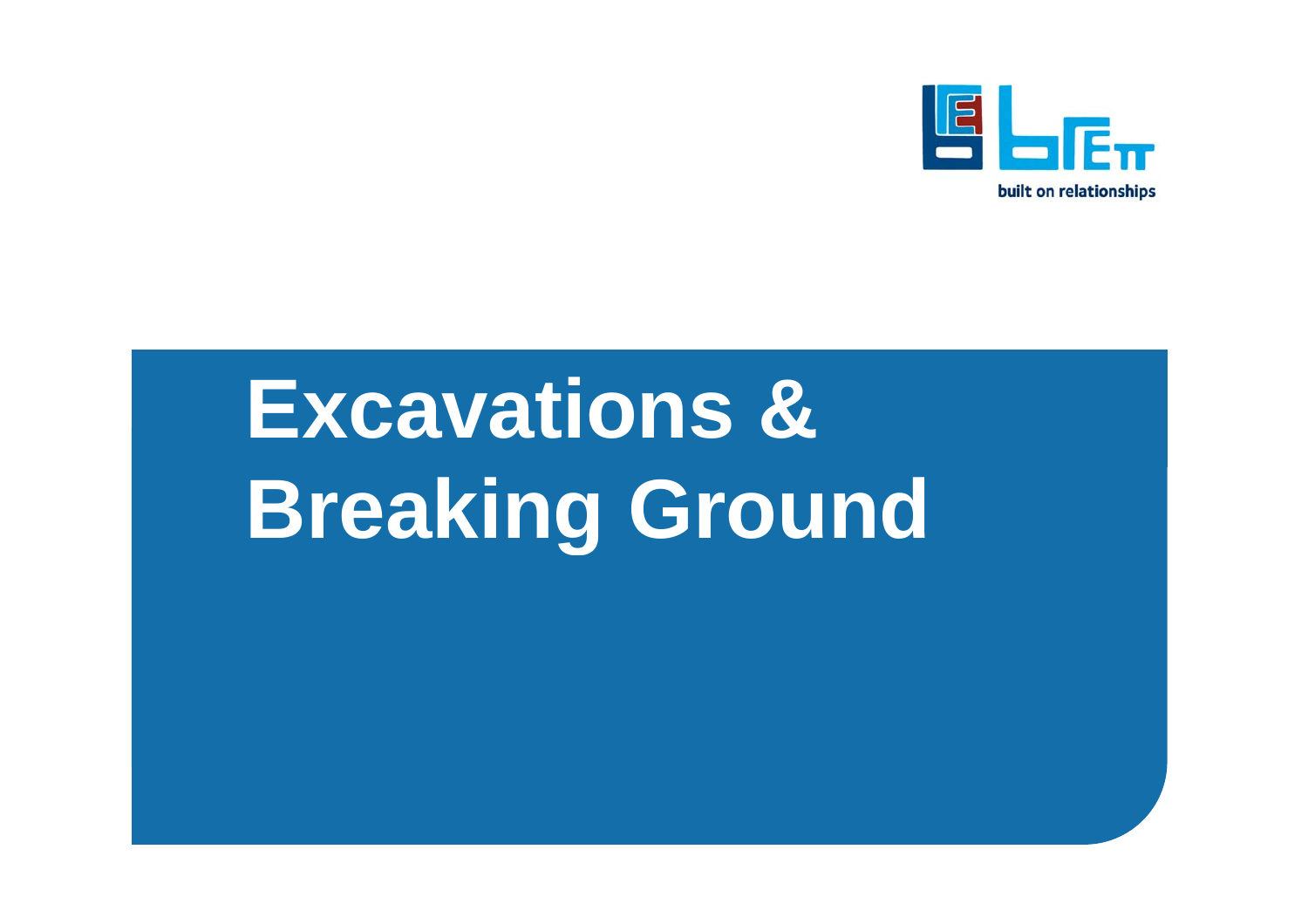built on relationships

# Excavations & Breaking Ground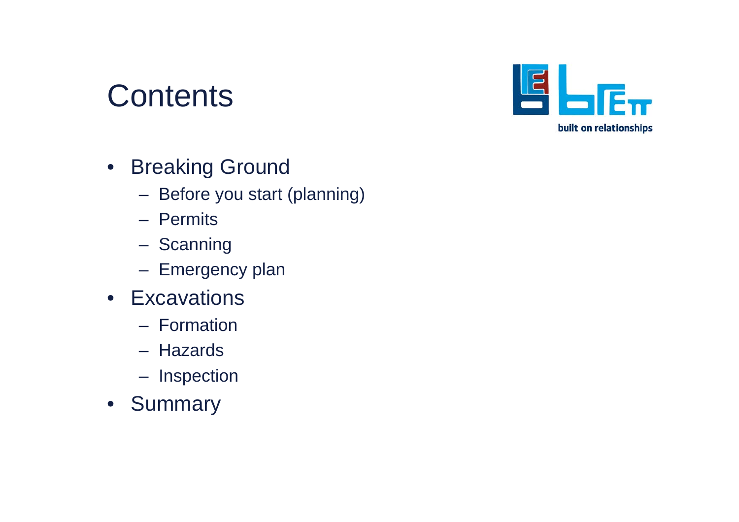# Contents

built on relationships

- Breaking Ground
  - Before you start (planning)
  - Permits
  - Scanning
  - Emergency plan
- Excavations
  - Formation
  - Hazards
  - Inspection
- Summary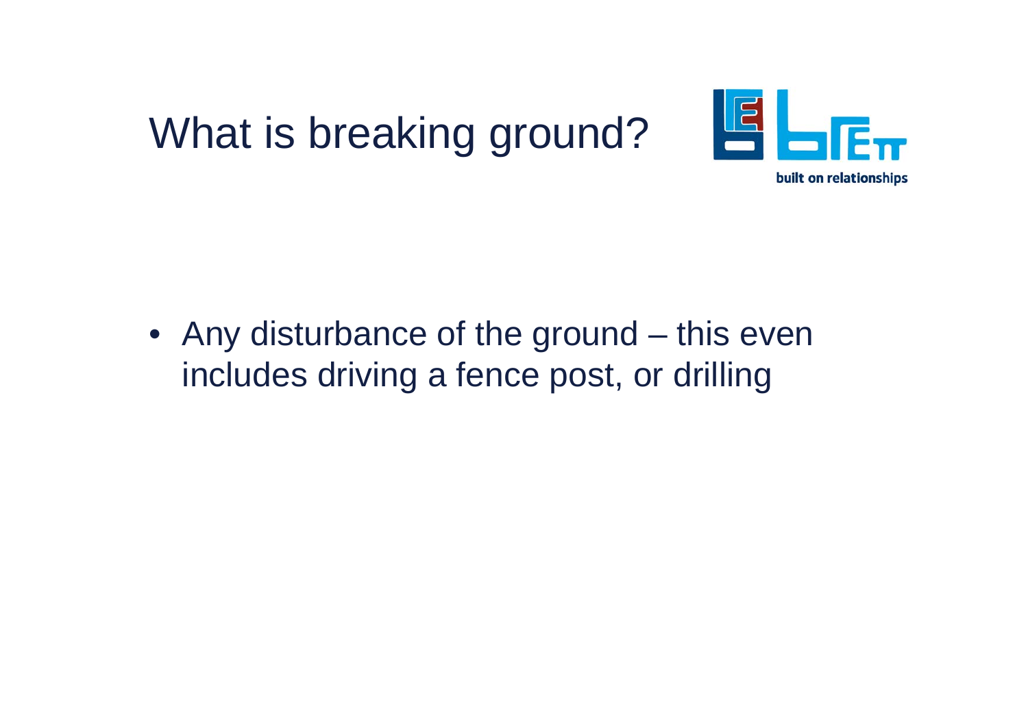# What is breaking ground?

built on relationships

- Any disturbance of the ground – this even includes driving a fence post, or drilling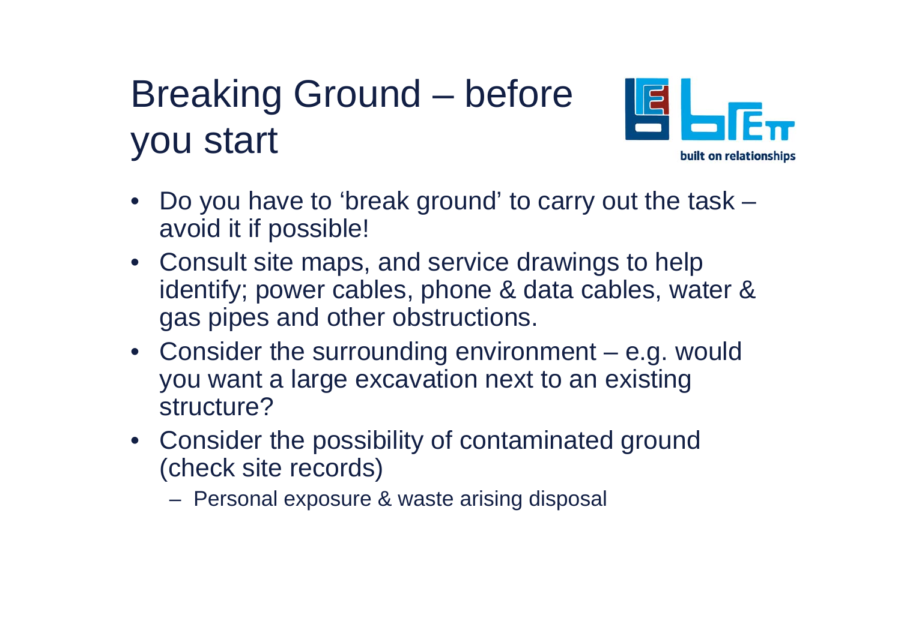# Breaking Ground – before you start

built on relationships

- Do you have to 'break ground' to carry out the task – avoid it if possible!
- Consult site maps, and service drawings to help identify; power cables, phone & data cables, water & gas pipes and other obstructions.
- Consider the surrounding environment – e.g. would you want a large excavation next to an existing structure?
- Consider the possibility of contaminated ground (check site records)
  - Personal exposure & waste arising disposal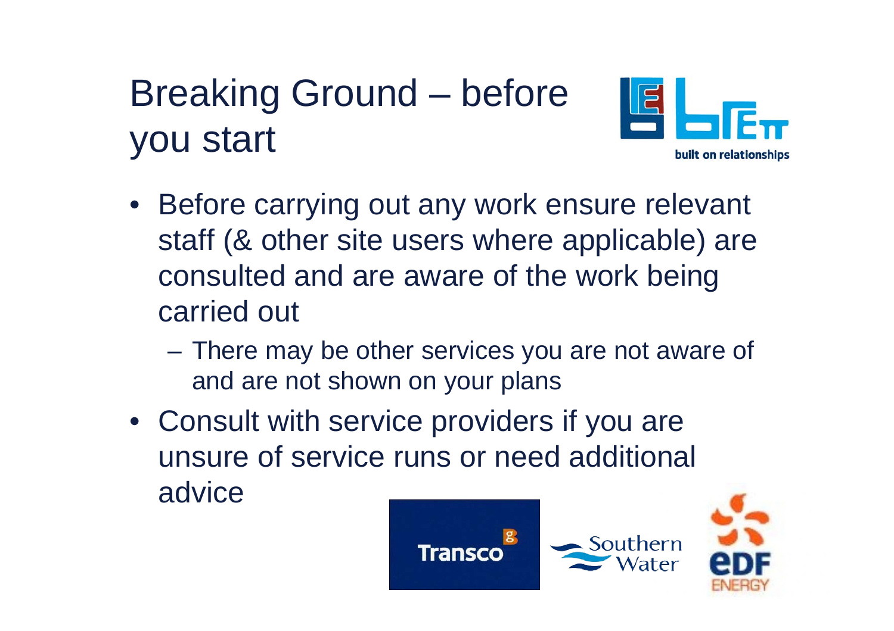# Breaking Ground – before you start

- Before carrying out any work ensure relevant staff (& other site users where applicable) are consulted and are aware of the work being carried out
  - There may be other services you are not aware of and are not shown on your plans
- Consult with service providers if you are unsure of service runs or need additional advice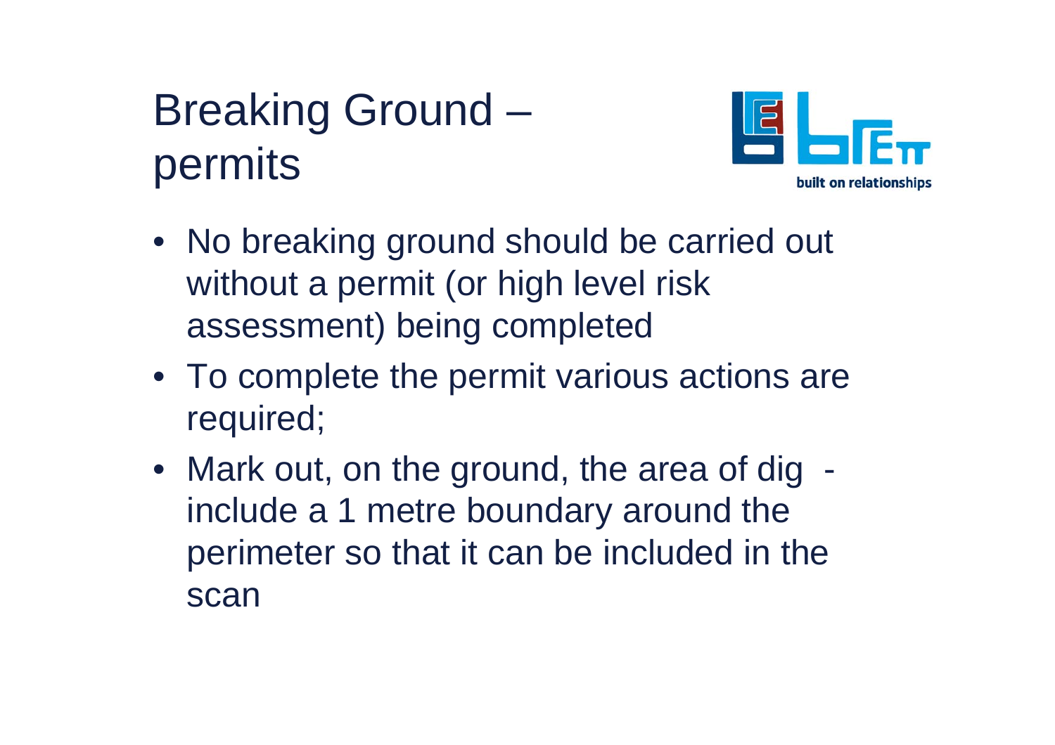# Breaking Ground – permits

built on relationships

- No breaking ground should be carried out without a permit (or high level risk assessment) being completed
- To complete the permit various actions are required;
- Mark out, on the ground, the area of dig - include a 1 metre boundary around the perimeter so that it can be included in the scan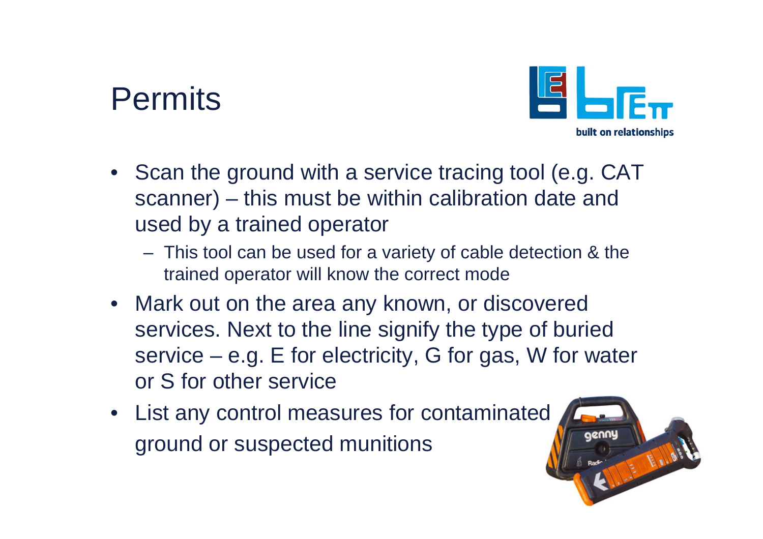# Permits

- Scan the ground with a service tracing tool (e.g. CAT scanner) – this must be within calibration date and used by a trained operator
  - This tool can be used for a variety of cable detection & the trained operator will know the correct mode
- Mark out on the area any known, or discovered services. Next to the line signify the type of buried service – e.g. E for electricity, G for gas, W for water or S for other service
- List any control measures for contaminated ground or suspected munitions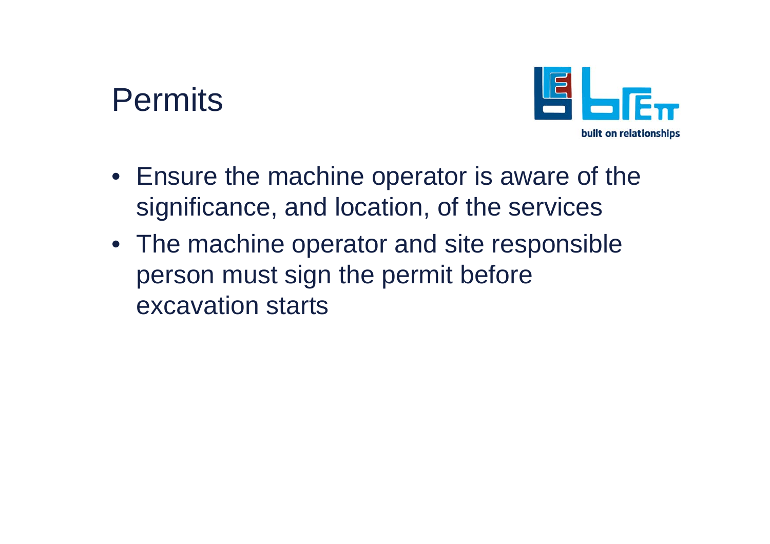# Permits

- Ensure the machine operator is aware of the significance, and location, of the services
- The machine operator and site responsible person must sign the permit before excavation starts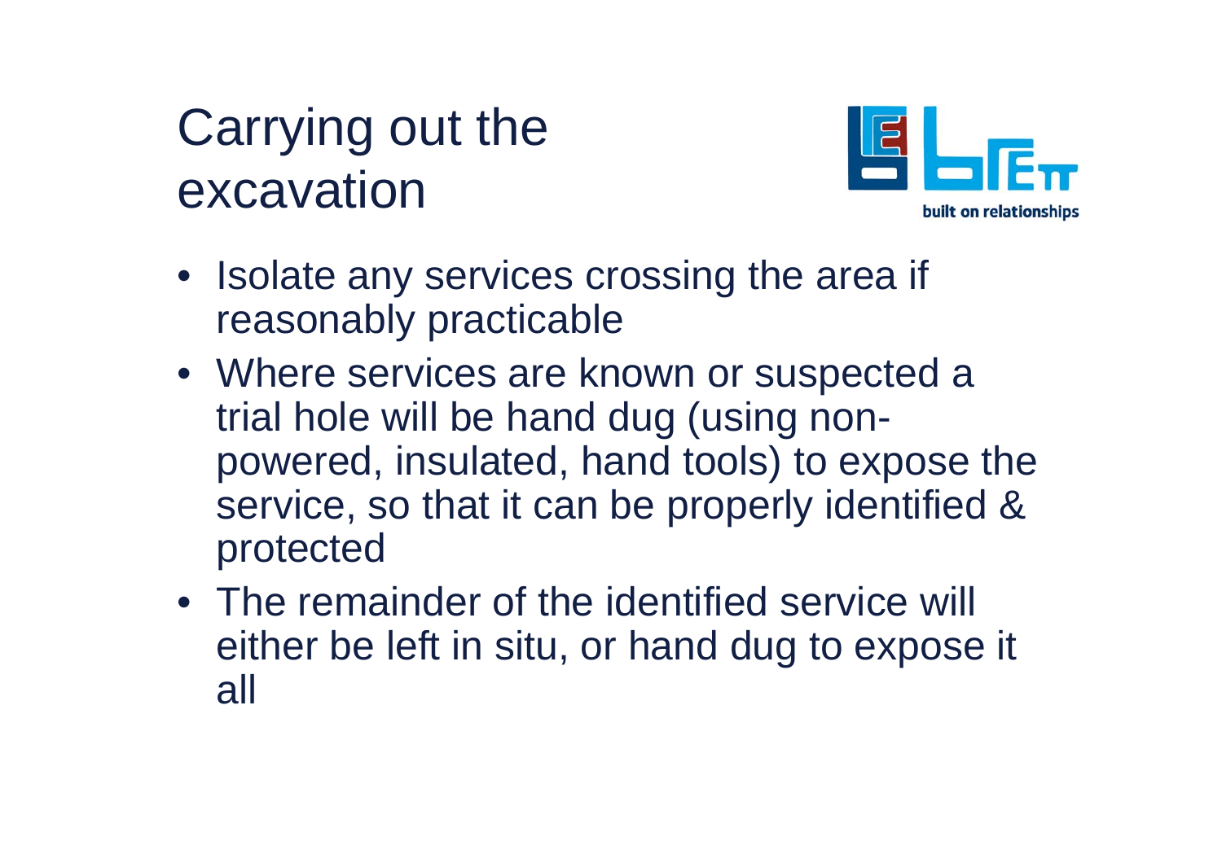# Carrying out the excavation

- Isolate any services crossing the area if reasonably practicable
- Where services are known or suspected a trial hole will be hand dug (using non-powered, insulated, hand tools) to expose the service, so that it can be properly identified & protected
- The remainder of the identified service will either be left in situ, or hand dug to expose it all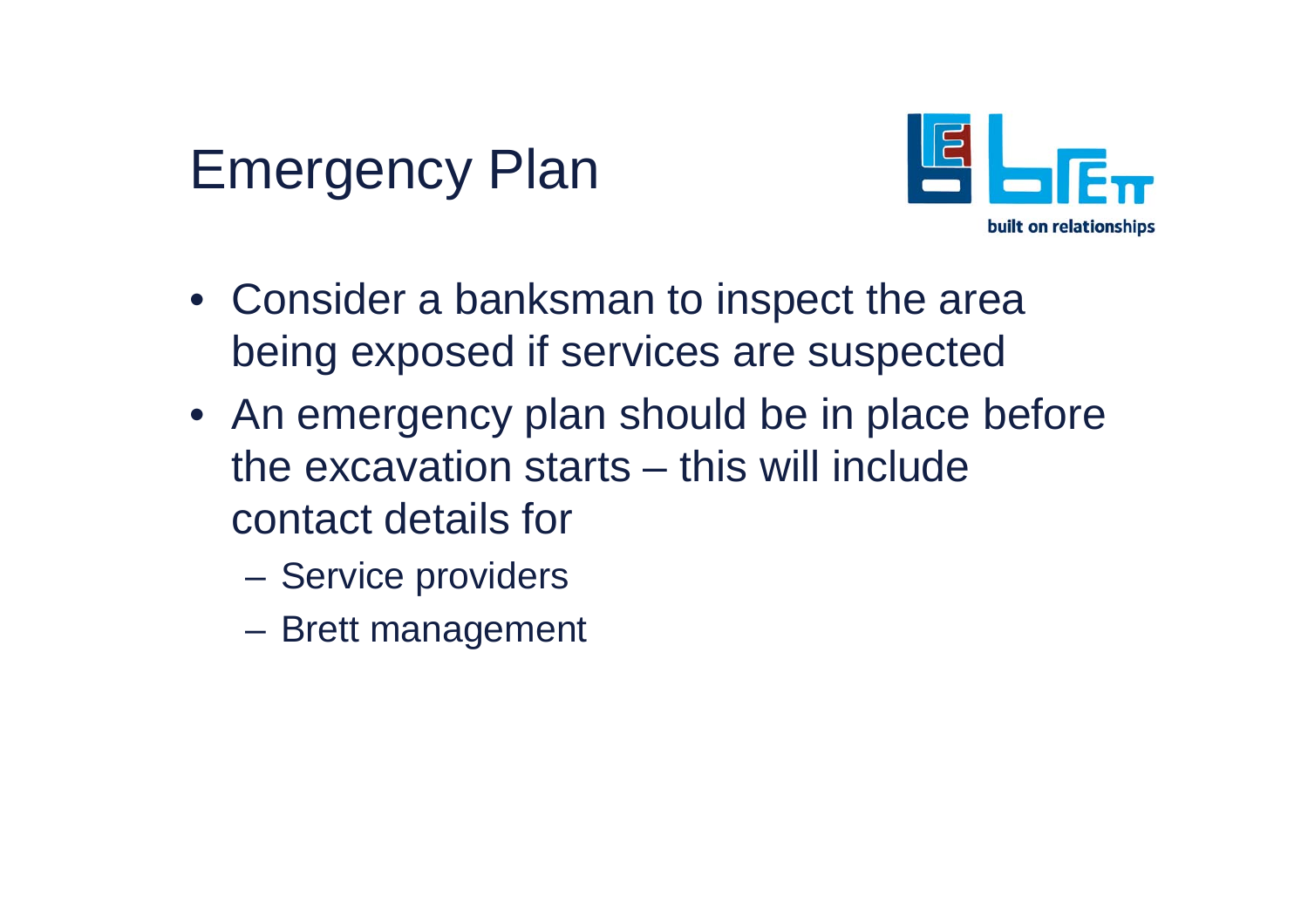# Emergency Plan

built on relationships

- Consider a banksman to inspect the area being exposed if services are suspected
- An emergency plan should be in place before the excavation starts – this will include contact details for
  - Service providers
  - Brett management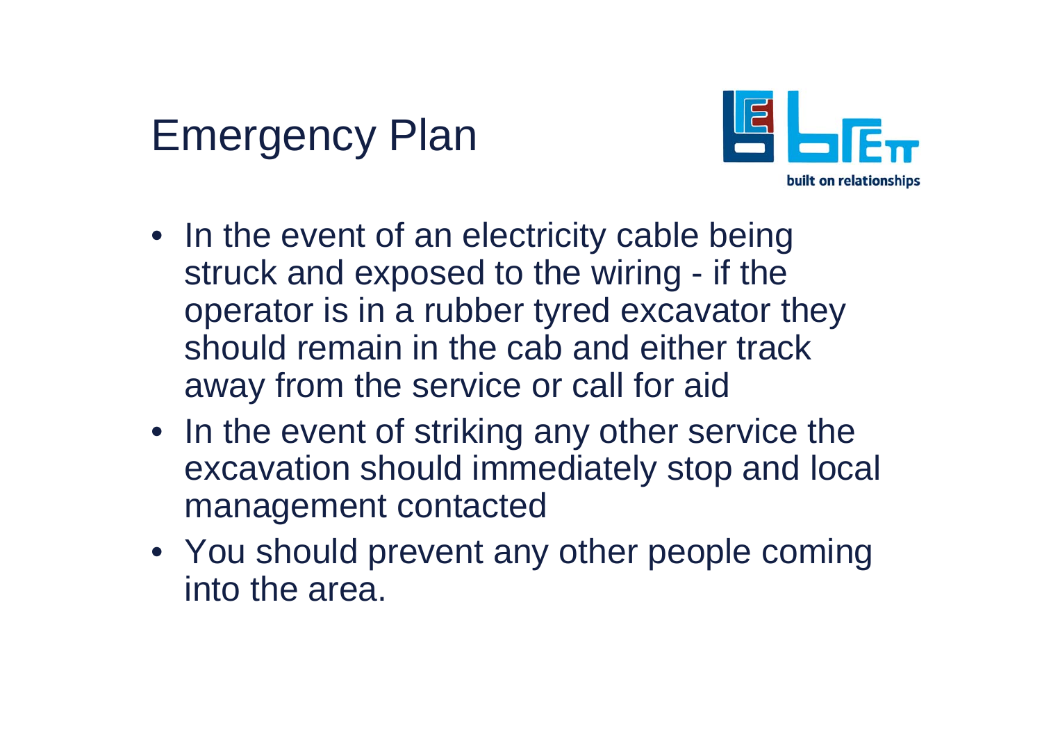# Emergency Plan

built on relationships

- In the event of an electricity cable being struck and exposed to the wiring - if the operator is in a rubber tyred excavator they should remain in the cab and either track away from the service or call for aid
- In the event of striking any other service the excavation should immediately stop and local management contacted
- You should prevent any other people coming into the area.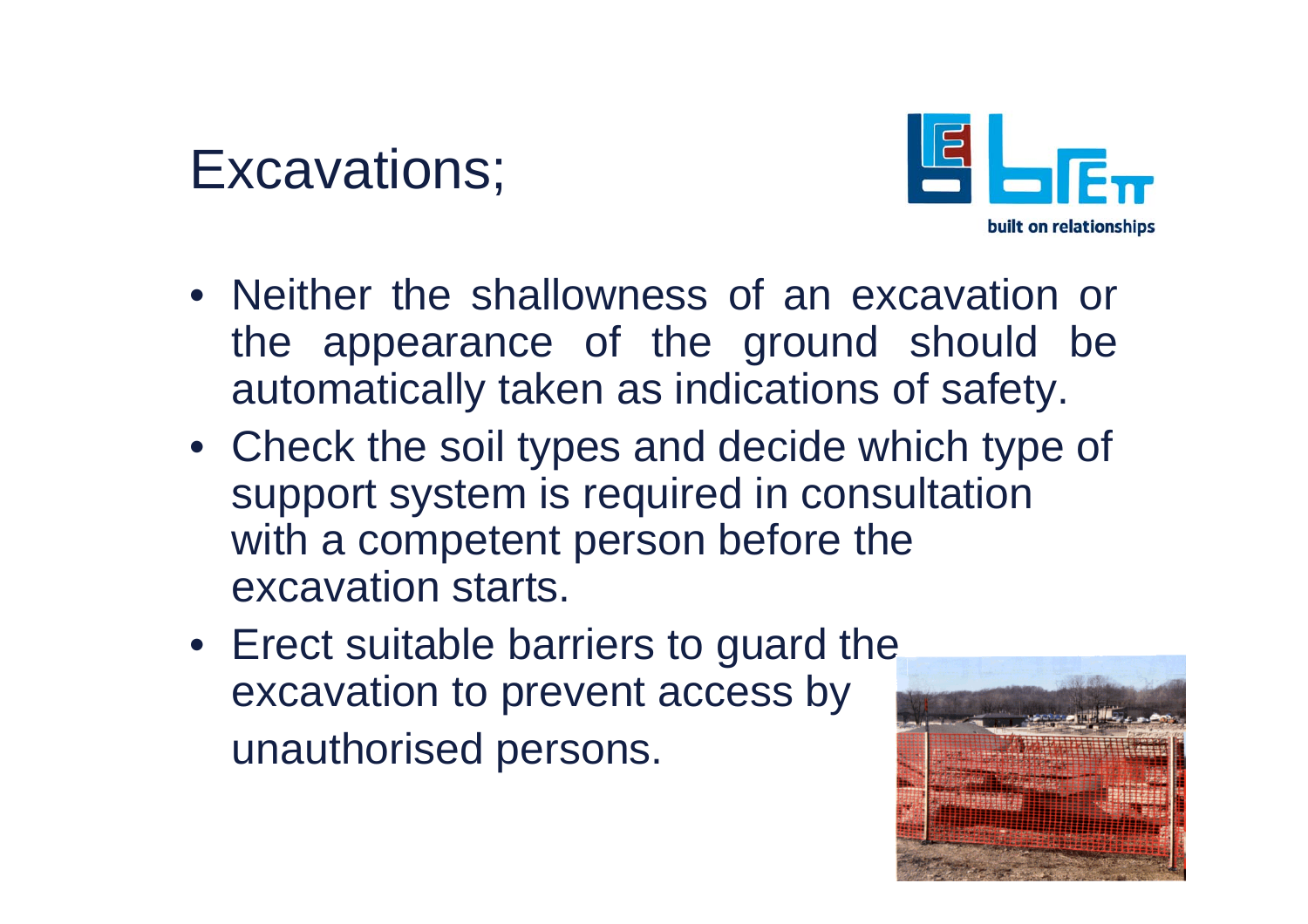# Excavations;

- Neither the shallowness of an excavation or the appearance of the ground should be automatically taken as indications of safety.
- Check the soil types and decide which type of support system is required in consultation with a competent person before the excavation starts.
- Erect suitable barriers to guard the excavation to prevent access by unauthorised persons.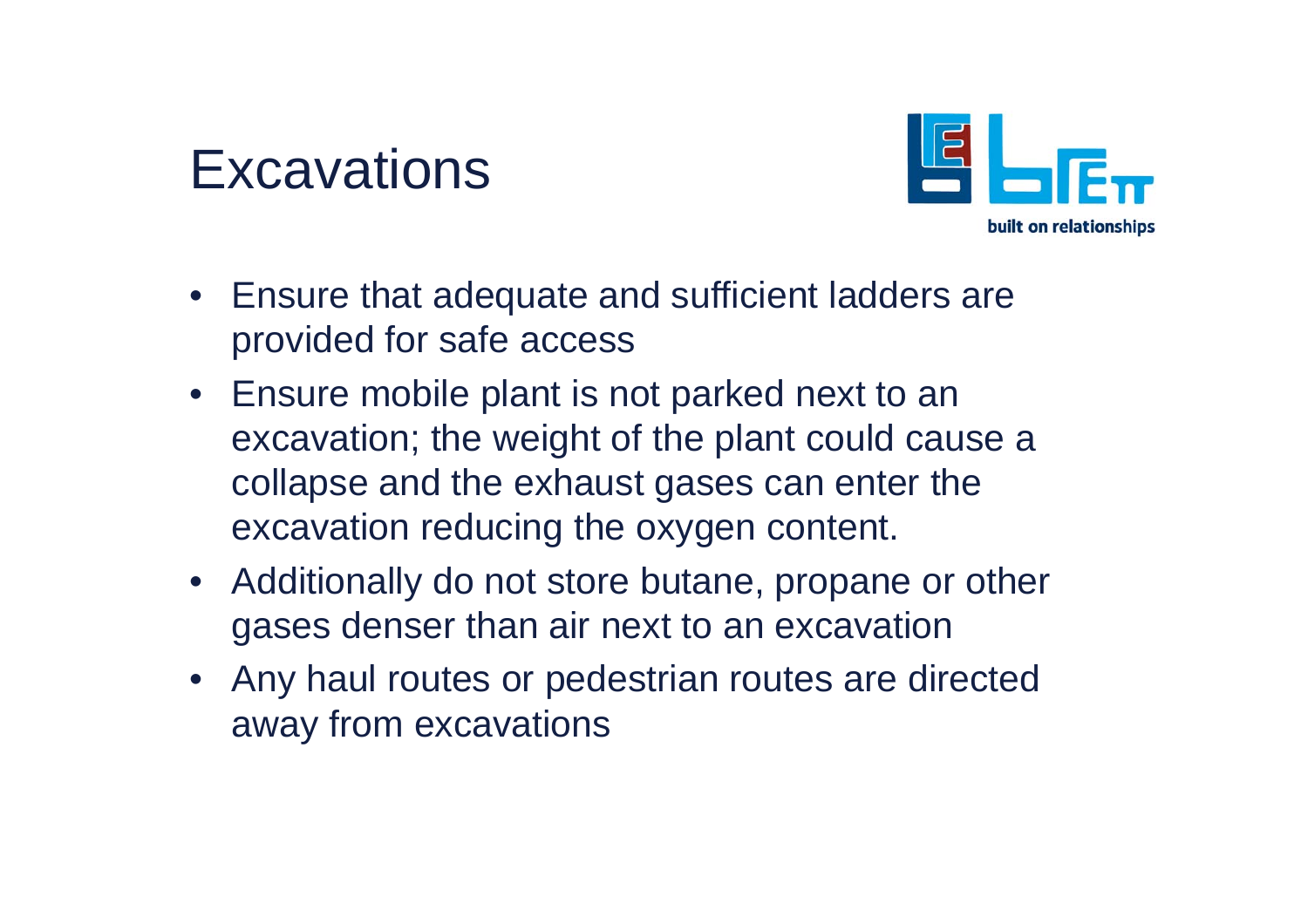# Excavations

built on relationships

- Ensure that adequate and sufficient ladders are provided for safe access
- Ensure mobile plant is not parked next to an excavation; the weight of the plant could cause a collapse and the exhaust gases can enter the excavation reducing the oxygen content.
- Additionally do not store butane, propane or other gases denser than air next to an excavation
- Any haul routes or pedestrian routes are directed away from excavations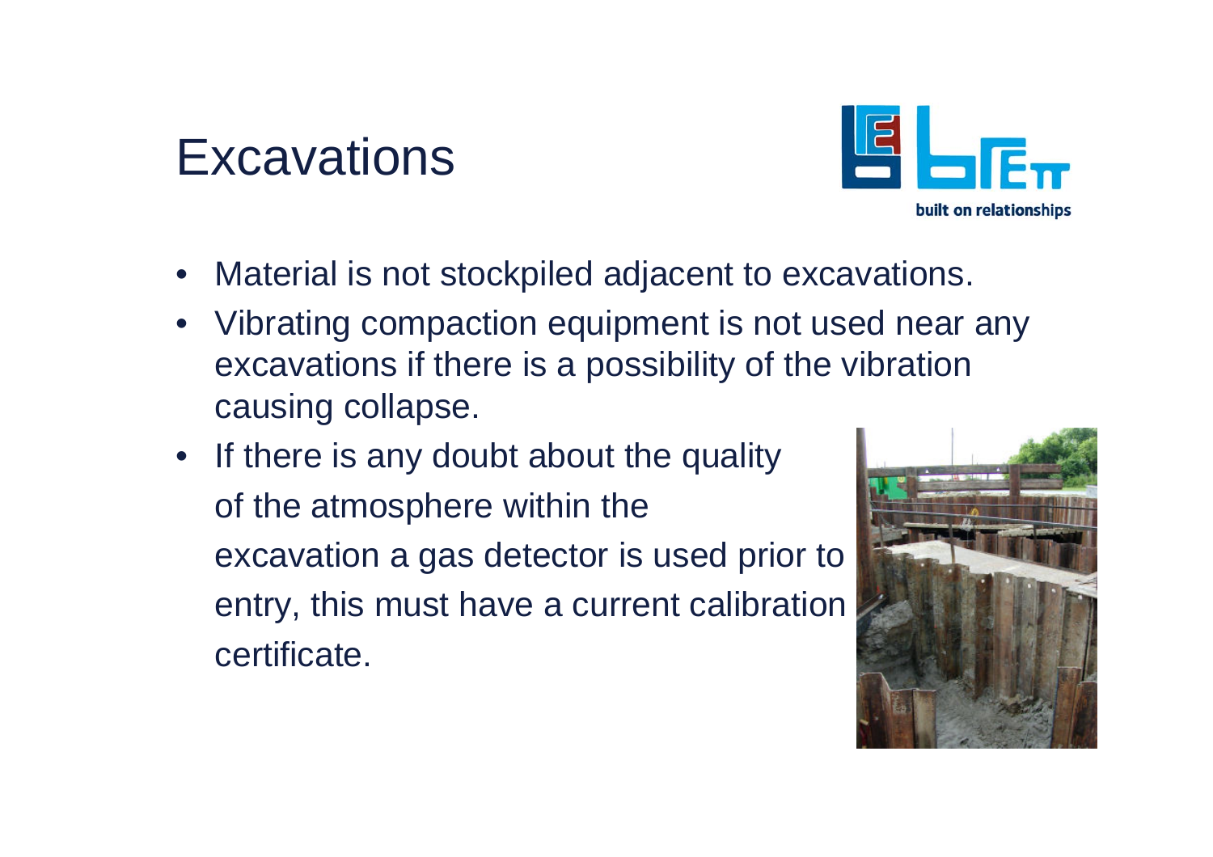# Excavations

- Material is not stockpiled adjacent to excavations.
- Vibrating compaction equipment is not used near any excavations if there is a possibility of the vibration causing collapse.
- If there is any doubt about the quality of the atmosphere within the excavation a gas detector is used prior to entry, this must have a current calibration certificate.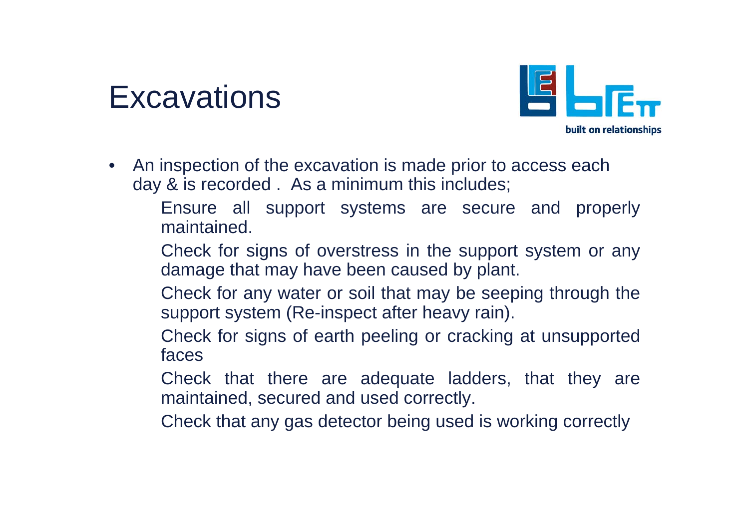# Excavations

built on relationships

- An inspection of the excavation is made prior to access each day & is recorded . As a minimum this includes;
  - Ensure all support systems are secure and properly maintained.
  - Check for signs of overstress in the support system or any damage that may have been caused by plant.
  - Check for any water or soil that may be seeping through the support system (Re-inspect after heavy rain).
  - Check for signs of earth peeling or cracking at unsupported faces
  - Check that there are adequate ladders, that they are maintained, secured and used correctly.
  - Check that any gas detector being used is working correctly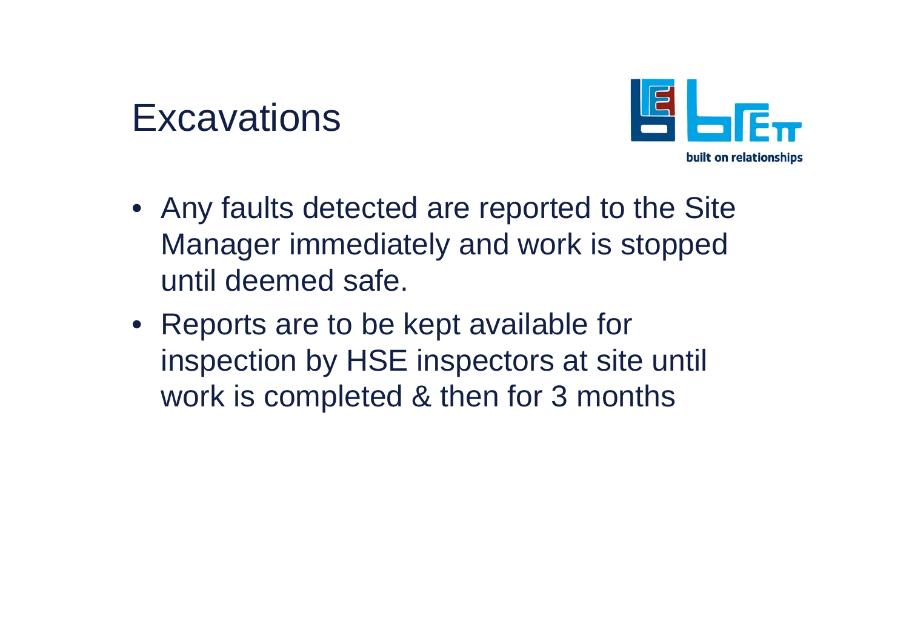# Excavations

built on relationships

- Any faults detected are reported to the Site Manager immediately and work is stopped until deemed safe.
- Reports are to be kept available for inspection by HSE inspectors at site until work is completed & then for 3 months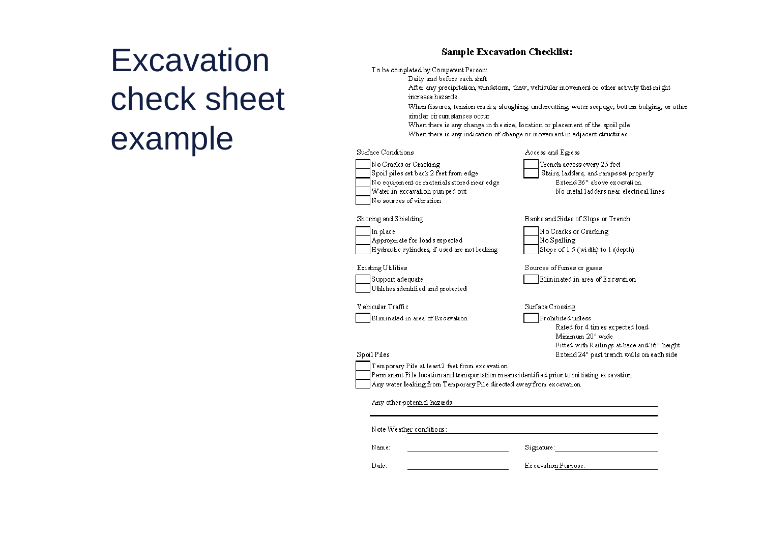# Excavation check sheet example

## Sample Excavation Checklist:

To be completed by Competent Person:

- Daily and before each shift
- After any precipitation, windstorm, thaw, vehicular movement or other activity that might increase hazards
- When fissures, tension cracks, sloughing, undercutting, water seepage, bottom bulging, or other similar circumstances occur
- When there is any change in the size, location or placement of the spoil pile
- When there is any indication of change or movement in adjacent structures

**Surface Conditions**

- [ ] No Cracks or Cracking
- [ ] Spoil piles set back 2 feet from edge
- [ ] No equipment or materials stored near edge
- [ ] Water in excavation pumped out
- [ ] No sources of vibration

**Access and Egress**

- [ ] Trench access every 25 feet
- [ ] Stairs, ladders, and ramps set properly
  - Extend 36" above excavation
  - No metal ladders near electrical lines

**Shoring and Shielding**

- [ ] In place
- [ ] Appropriate for loads expected
- [ ] Hydraulic cylinders, if used are not leaking

**Banks and Sides of Slope or Trench**

- [ ] No Cracks or Cracking
- [ ] No Spalling
- [ ] Slope of 1.5 (width) to 1 (depth)

**Existing Utilities**

- [ ] Support adequate
- [ ] Utilities identified and protected

**Sources of fumes or gases**

- [ ] Eliminated in area of Excavation

**Vehicular Traffic**

- [ ] Eliminated in area of Excavation

**Surface Crossing**

- [ ] Prohibited unless
  - Rated for 4 times expected load
  - Minimum 20" wide
  - Fitted with Railings at base and 36" height
  - Extend 24" past trench walls on each side

**Spoil Piles**

- [ ] Temporary Pile at least 2 feet from excavation
- [ ] Permanent Pile location and transportation means identified prior to initiating excavation
- [ ] Any water leaking from Temporary Pile directed away from excavation

Any other potential hazards: ______________________

Note Weather conditions: ______________________

Name: ______________ Signature: ______________

Date: ______________ Excavation Purpose: ______________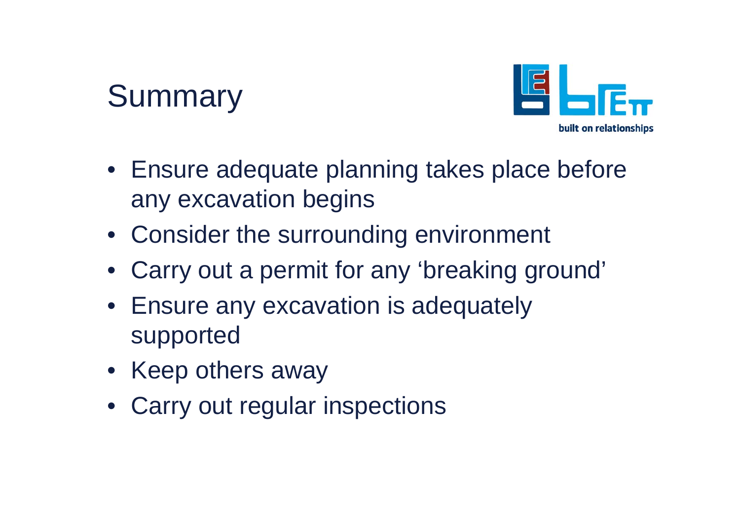# Summary

built on relationships

- Ensure adequate planning takes place before any excavation begins
- Consider the surrounding environment
- Carry out a permit for any 'breaking ground'
- Ensure any excavation is adequately supported
- Keep others away
- Carry out regular inspections